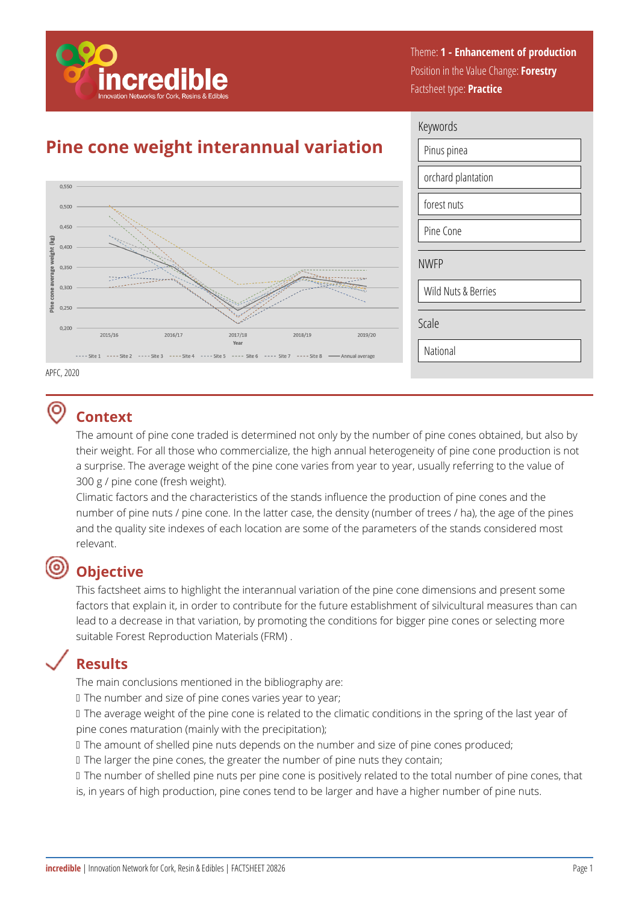Theme: **1 - Enhancement of production**
Position in the Value Change: **Forestry**
Factsheet type: **Practice**

# Pine cone weight interannual variation

APFC, 2020

Keywords

- Pinus pinea
- orchard plantation
- forest nuts
- Pine Cone

NWFP

- Wild Nuts & Berries

Scale

- National

## Context

The amount of pine cone traded is determined not only by the number of pine cones obtained, but also by their weight. For all those who commercialize, the high annual heterogeneity of pine cone production is not a surprise. The average weight of the pine cone varies from year to year, usually referring to the value of 300 g / pine cone (fresh weight).

Climatic factors and the characteristics of the stands influence the production of pine cones and the number of pine nuts / pine cone. In the latter case, the density (number of trees / ha), the age of the pines and the quality site indexes of each location are some of the parameters of the stands considered most relevant.

## Objective

This factsheet aims to highlight the interannual variation of the pine cone dimensions and present some factors that explain it, in order to contribute for the future establishment of silvicultural measures than can lead to a decrease in that variation, by promoting the conditions for bigger pine cones or selecting more suitable Forest Reproduction Materials (FRM) .

## Results

The main conclusions mentioned in the bibliography are:

- The number and size of pine cones varies year to year;
- The average weight of the pine cone is related to the climatic conditions in the spring of the last year of pine cones maturation (mainly with the precipitation);
- The amount of shelled pine nuts depends on the number and size of pine cones produced;
- The larger the pine cones, the greater the number of pine nuts they contain;
- The number of shelled pine nuts per pine cone is positively related to the total number of pine cones, that is, in years of high production, pine cones tend to be larger and have a higher number of pine nuts.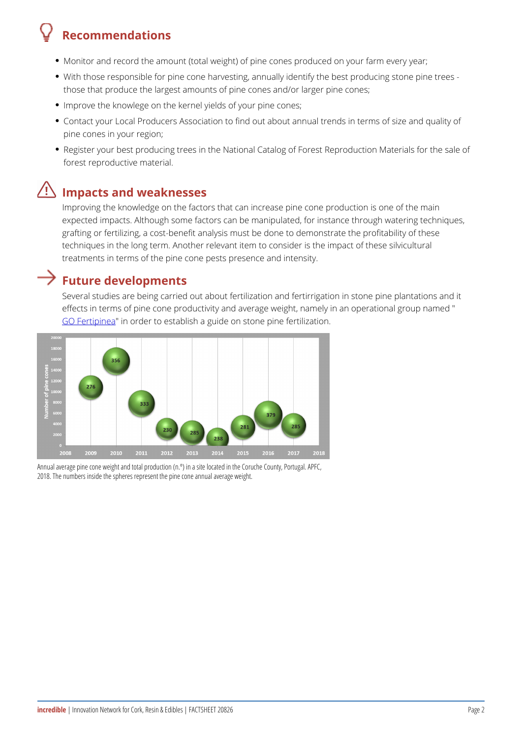## Recommendations

- Monitor and record the amount (total weight) of pine cones produced on your farm every year;
- With those responsible for pine cone harvesting, annually identify the best producing stone pine trees - those that produce the largest amounts of pine cones and/or larger pine cones;
- Improve the knowlege on the kernel yields of your pine cones;
- Contact your Local Producers Association to find out about annual trends in terms of size and quality of pine cones in your region;
- Register your best producing trees in the National Catalog of Forest Reproduction Materials for the sale of forest reproductive material.

## Impacts and weaknesses

Improving the knowledge on the factors that can increase pine cone production is one of the main expected impacts. Although some factors can be manipulated, for instance through watering techniques, grafting or fertilizing, a cost-benefit analysis must be done to demonstrate the profitability of these techniques in the long term. Another relevant item to consider is the impact of these silvicultural treatments in terms of the pine cone pests presence and intensity.

## Future developments

Several studies are being carried out about fertilization and fertirrigation in stone pine plantations and it effects in terms of pine cone productivity and average weight, namely in an operational group named "GO Fertipinea" in order to establish a guide on stone pine fertilization.

Annual average pine cone weight and total production (n.º) in a site located in the Coruche County, Portugal. APFC, 2018. The numbers inside the spheres represent the pine cone annual average weight.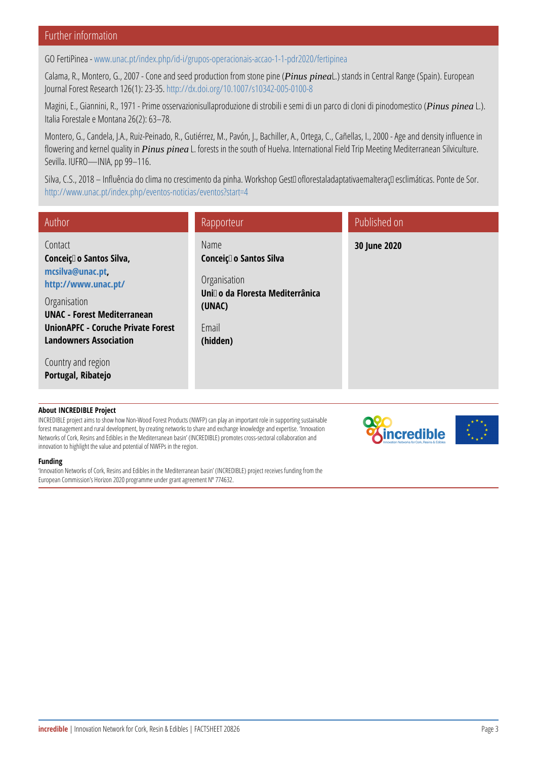## Further information

GO FertiPinea - www.unac.pt/index.php/id-i/grupos-operacionais-accao-1-1-pdr2020/fertipinea

Calama, R., Montero, G., 2007 - Cone and seed production from stone pine (*Pinus pinea*L.) stands in Central Range (Spain). European Journal Forest Research 126(1): 23-35. http://dx.doi.org/10.1007/s10342-005-0100-8

Magini, E., Giannini, R., 1971 - Prime osservazionisullaproduzione di strobili e semi di un parco di cloni di pinodomestico (*Pinus pinea* L.). Italia Forestale e Montana 26(2): 63–78.

Montero, G., Candela, J.A., Ruiz-Peinado, R., Gutiérrez, M., Pavón, J., Bachiller, A., Ortega, C., Cañellas, I., 2000 - Age and density influence in flowering and kernel quality in *Pinus pinea* L. forests in the south of Huelva. International Field Trip Meeting Mediterranean Silviculture. Sevilla. IUFRO—INIA, pp 99–116.

Silva, C.S., 2018 – Influência do clima no crescimento da pinha. Workshop Gest� oflorestaladaptativaemalteraç� esclimáticas. Ponte de Sor. http://www.unac.pt/index.php/eventos-noticias/eventos?start=4

## Author

Contact
**Conceiç� o Santos Silva,**
**mcsilva@unac.pt, http://www.unac.pt/**

Organisation
**UNAC - Forest Mediterranean UnionAPFC - Coruche Private Forest Landowners Association**

Country and region
**Portugal, Ribatejo**

## Rapporteur

Name
**Conceiç� o Santos Silva**

Organisation
**Uni� o da Floresta Mediterrânica (UNAC)**

Email
**(hidden)**

## Published on

**30 June 2020**

**About INCREDIBLE Project**

INCREDIBLE project aims to show how Non-Wood Forest Products (NWFP) can play an important role in supporting sustainable forest management and rural development, by creating networks to share and exchange knowledge and expertise. 'Innovation Networks of Cork, Resins and Edibles in the Mediterranean basin' (INCREDIBLE) promotes cross-sectoral collaboration and innovation to highlight the value and potential of NWFPs in the region.

**Funding**

'Innovation Networks of Cork, Resins and Edibles in the Mediterranean basin' (INCREDIBLE) project receives funding from the European Commission's Horizon 2020 programme under grant agreement Nº 774632.